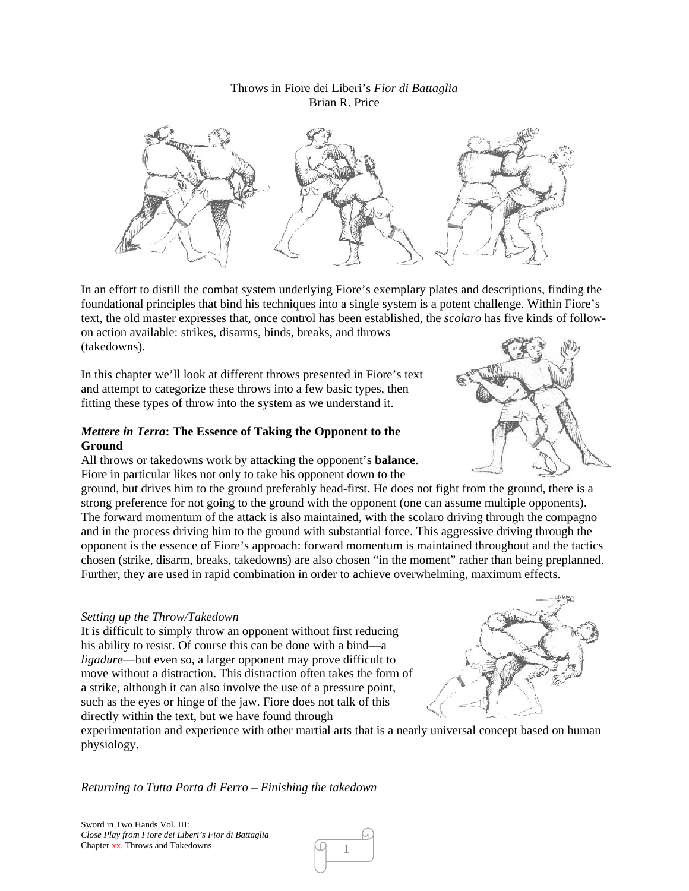Throws in Fiore dei Liberi's *Fior di Battaglia*
Brian R. Price

In an effort to distill the combat system underlying Fiore's exemplary plates and descriptions, finding the foundational principles that bind his techniques into a single system is a potent challenge. Within Fiore's text, the old master expresses that, once control has been established, the *scolaro* has five kinds of follow-on action available: strikes, disarms, binds, breaks, and throws (takedowns).

In this chapter we'll look at different throws presented in Fiore's text and attempt to categorize these throws into a few basic types, then fitting these types of throw into the system as we understand it.

### *Mettere in Terra*: The Essence of Taking the Opponent to the Ground

All throws or takedowns work by attacking the opponent's **balance**. Fiore in particular likes not only to take his opponent down to the ground, but drives him to the ground preferably head-first. He does not fight from the ground, there is a strong preference for not going to the ground with the opponent (one can assume multiple opponents). The forward momentum of the attack is also maintained, with the scolaro driving through the compagno and in the process driving him to the ground with substantial force. This aggressive driving through the opponent is the essence of Fiore's approach: forward momentum is maintained throughout and the tactics chosen (strike, disarm, breaks, takedowns) are also chosen "in the moment" rather than being preplanned. Further, they are used in rapid combination in order to achieve overwhelming, maximum effects.

#### *Setting up the Throw/Takedown*

It is difficult to simply throw an opponent without first reducing his ability to resist. Of course this can be done with a bind—a *ligadure*—but even so, a larger opponent may prove difficult to move without a distraction. This distraction often takes the form of a strike, although it can also involve the use of a pressure point, such as the eyes or hinge of the jaw. Fiore does not talk of this directly within the text, but we have found through experimentation and experience with other martial arts that is a nearly universal concept based on human physiology.

#### *Returning to Tutta Porta di Ferro – Finishing the takedown*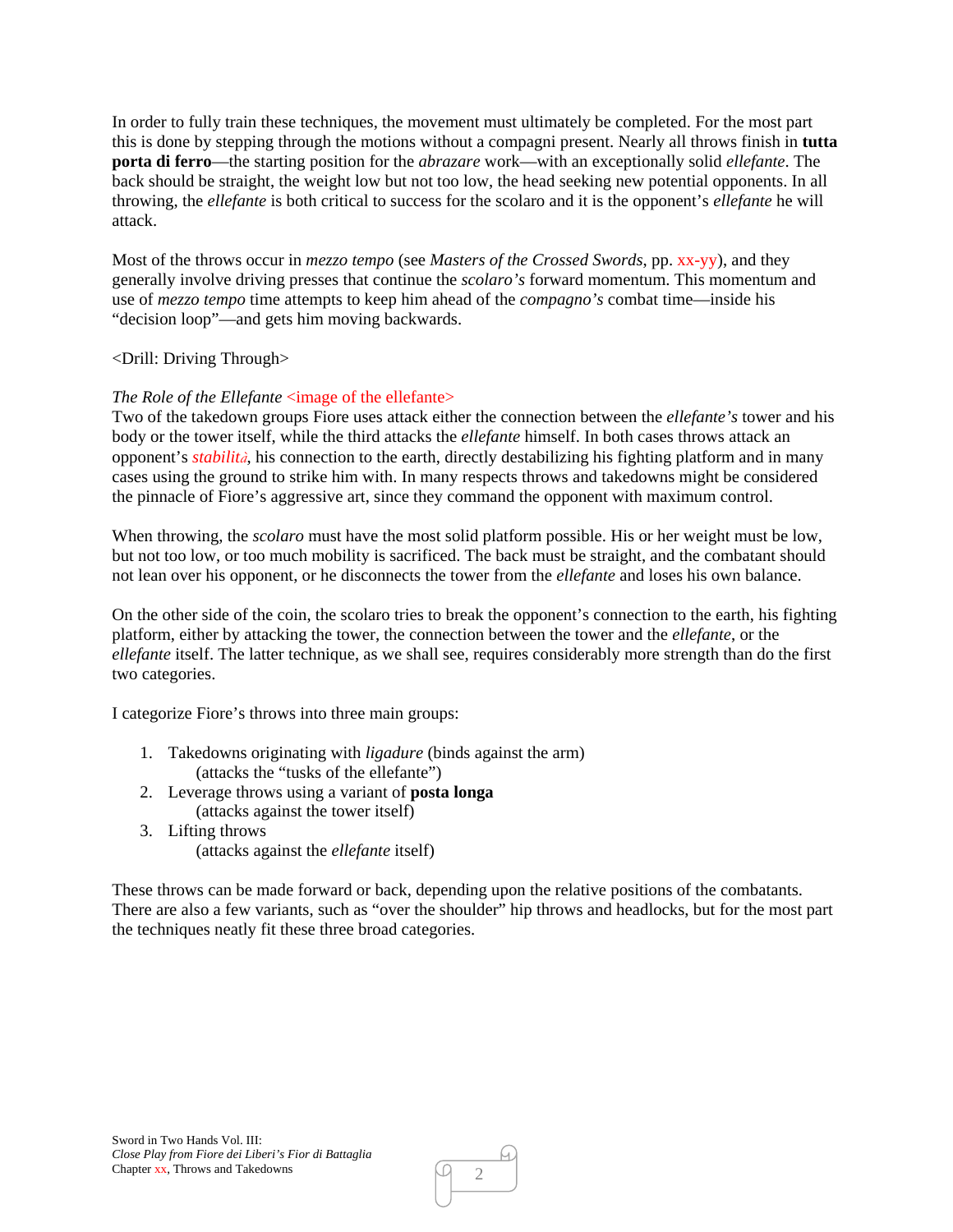In order to fully train these techniques, the movement must ultimately be completed. For the most part this is done by stepping through the motions without a compagni present. Nearly all throws finish in **tutta porta di ferro**—the starting position for the *abrazare* work—with an exceptionally solid *ellefante*. The back should be straight, the weight low but not too low, the head seeking new potential opponents. In all throwing, the *ellefante* is both critical to success for the scolaro and it is the opponent's *ellefante* he will attack.

Most of the throws occur in *mezzo tempo* (see *Masters of the Crossed Swords*, pp. xx-yy), and they generally involve driving presses that continue the *scolaro's* forward momentum. This momentum and use of *mezzo tempo* time attempts to keep him ahead of the *compagno's* combat time—inside his "decision loop"—and gets him moving backwards.

<Drill: Driving Through>

*The Role of the Ellefante* <image of the ellefante>

Two of the takedown groups Fiore uses attack either the connection between the *ellefante's* tower and his body or the tower itself, while the third attacks the *ellefante* himself. In both cases throws attack an opponent's *stabilità*, his connection to the earth, directly destabilizing his fighting platform and in many cases using the ground to strike him with. In many respects throws and takedowns might be considered the pinnacle of Fiore's aggressive art, since they command the opponent with maximum control.

When throwing, the *scolaro* must have the most solid platform possible. His or her weight must be low, but not too low, or too much mobility is sacrificed. The back must be straight, and the combatant should not lean over his opponent, or he disconnects the tower from the *ellefante* and loses his own balance.

On the other side of the coin, the scolaro tries to break the opponent's connection to the earth, his fighting platform, either by attacking the tower, the connection between the tower and the *ellefante*, or the *ellefante* itself. The latter technique, as we shall see, requires considerably more strength than do the first two categories.

I categorize Fiore's throws into three main groups:

1. Takedowns originating with *ligadure* (binds against the arm)
   (attacks the "tusks of the ellefante")
2. Leverage throws using a variant of **posta longa**
   (attacks against the tower itself)
3. Lifting throws
   (attacks against the *ellefante* itself)

These throws can be made forward or back, depending upon the relative positions of the combatants. There are also a few variants, such as "over the shoulder" hip throws and headlocks, but for the most part the techniques neatly fit these three broad categories.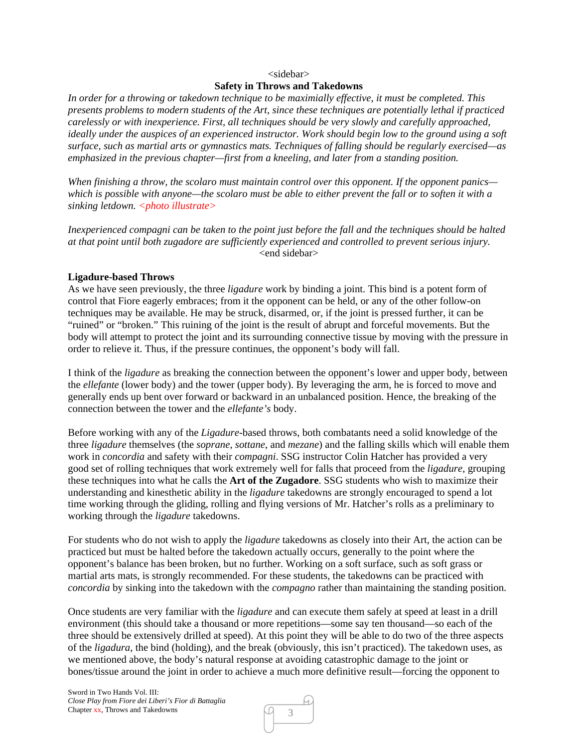&lt;sidebar&gt;

**Safety in Throws and Takedowns**

*In order for a throwing or takedown technique to be maximially effective, it must be completed. This presents problems to modern students of the Art, since these techniques are potentially lethal if practiced carelessly or with inexperience. First, all techniques should be very slowly and carefully approached, ideally under the auspices of an experienced instructor. Work should begin low to the ground using a soft surface, such as martial arts or gymnastics mats. Techniques of falling should be regularly exercised—as emphasized in the previous chapter—first from a kneeling, and later from a standing position.*

*When finishing a throw, the scolaro must maintain control over this opponent. If the opponent panics—which is possible with anyone—the scolaro must be able to either prevent the fall or to soften it with a sinking letdown. <photo illustrate>*

*Inexperienced compagni can be taken to the point just before the fall and the techniques should be halted at that point until both zugadore are sufficiently experienced and controlled to prevent serious injury.*

&lt;end sidebar&gt;

**Ligadure-based Throws**

As we have seen previously, the three *ligadure* work by binding a joint. This bind is a potent form of control that Fiore eagerly embraces; from it the opponent can be held, or any of the other follow-on techniques may be available. He may be struck, disarmed, or, if the joint is pressed further, it can be "ruined" or "broken." This ruining of the joint is the result of abrupt and forceful movements. But the body will attempt to protect the joint and its surrounding connective tissue by moving with the pressure in order to relieve it. Thus, if the pressure continues, the opponent's body will fall.

I think of the *ligadure* as breaking the connection between the opponent's lower and upper body, between the *ellefante* (lower body) and the tower (upper body). By leveraging the arm, he is forced to move and generally ends up bent over forward or backward in an unbalanced position. Hence, the breaking of the connection between the tower and the *ellefante's* body.

Before working with any of the *Ligadure*-based throws, both combatants need a solid knowledge of the three *ligadure* themselves (the *soprane*, *sottane*, and *mezane*) and the falling skills which will enable them work in *concordia* and safety with their *compagni*. SSG instructor Colin Hatcher has provided a very good set of rolling techniques that work extremely well for falls that proceed from the *ligadure*, grouping these techniques into what he calls the **Art of the Zugadore**. SSG students who wish to maximize their understanding and kinesthetic ability in the *ligadure* takedowns are strongly encouraged to spend a lot time working through the gliding, rolling and flying versions of Mr. Hatcher's rolls as a preliminary to working through the *ligadure* takedowns.

For students who do not wish to apply the *ligadure* takedowns as closely into their Art, the action can be practiced but must be halted before the takedown actually occurs, generally to the point where the opponent's balance has been broken, but no further. Working on a soft surface, such as soft grass or martial arts mats, is strongly recommended. For these students, the takedowns can be practiced with *concordia* by sinking into the takedown with the *compagno* rather than maintaining the standing position.

Once students are very familiar with the *ligadure* and can execute them safely at speed at least in a drill environment (this should take a thousand or more repetitions—some say ten thousand—so each of the three should be extensively drilled at speed). At this point they will be able to do two of the three aspects of the *ligadura*, the bind (holding), and the break (obviously, this isn't practiced). The takedown uses, as we mentioned above, the body's natural response at avoiding catastrophic damage to the joint or bones/tissue around the joint in order to achieve a much more definitive result—forcing the opponent to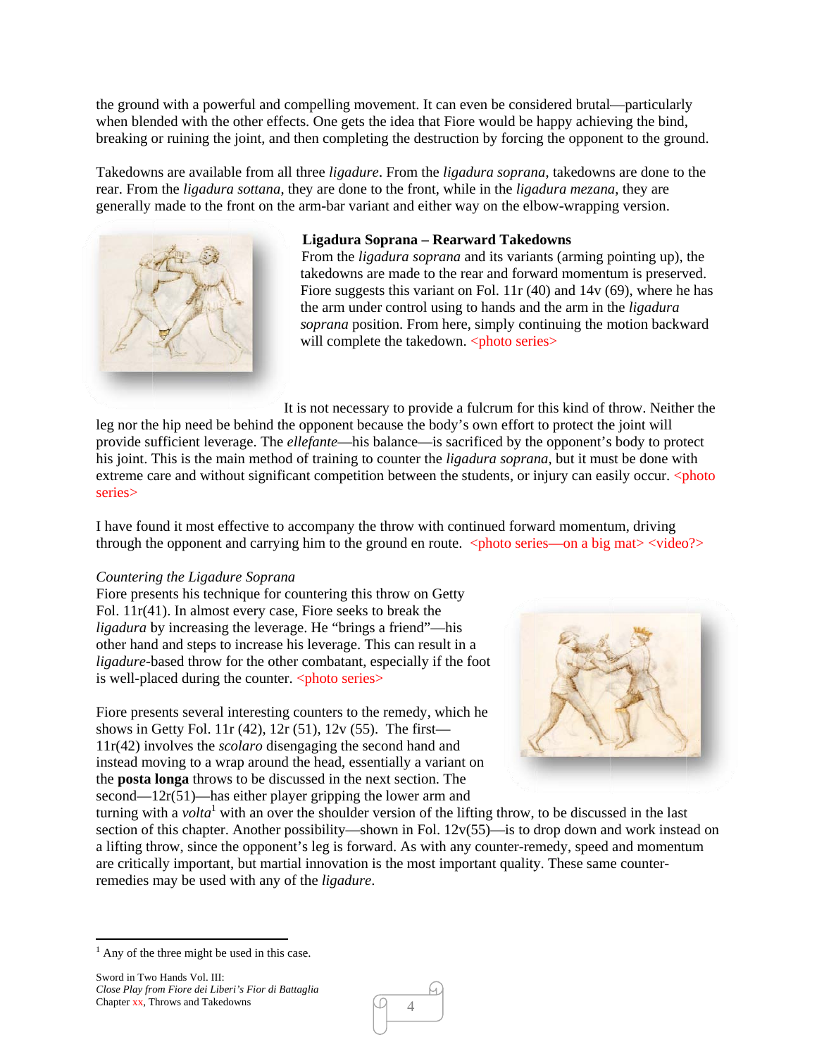the ground with a powerful and compelling movement. It can even be considered brutal—particularly when blended with the other effects. One gets the idea that Fiore would be happy achieving the bind, breaking or ruining the joint, and then completing the destruction by forcing the opponent to the ground.

Takedowns are available from all three *ligadure*. From the *ligadura soprana*, takedowns are done to the rear. From the *ligadura sottana*, they are done to the front, while in the *ligadura mezana*, they are generally made to the front on the arm-bar variant and either way on the elbow-wrapping version.

**Ligadura Soprana – Rearward Takedowns**

From the *ligadura soprana* and its variants (arming pointing up), the takedowns are made to the rear and forward momentum is preserved. Fiore suggests this variant on Fol. 11r (40) and 14v (69), where he has the arm under control using to hands and the arm in the *ligadura soprana* position. From here, simply continuing the motion backward will complete the takedown. <photo series>

It is not necessary to provide a fulcrum for this kind of throw. Neither the leg nor the hip need be behind the opponent because the body's own effort to protect the joint will provide sufficient leverage. The *ellefante*—his balance—is sacrificed by the opponent's body to protect his joint. This is the main method of training to counter the *ligadura soprana*, but it must be done with extreme care and without significant competition between the students, or injury can easily occur. <photo series>

I have found it most effective to accompany the throw with continued forward momentum, driving through the opponent and carrying him to the ground en route. <photo series—on a big mat> <video?>

*Countering the Ligadure Soprana*

Fiore presents his technique for countering this throw on Getty Fol. 11r(41). In almost every case, Fiore seeks to break the *ligadura* by increasing the leverage. He "brings a friend"—his other hand and steps to increase his leverage. This can result in a *ligadure*-based throw for the other combatant, especially if the foot is well-placed during the counter. <photo series>

Fiore presents several interesting counters to the remedy, which he shows in Getty Fol. 11r (42), 12r (51), 12v (55). The first—11r(42) involves the *scolaro* disengaging the second hand and instead moving to a wrap around the head, essentially a variant on the **posta longa** throws to be discussed in the next section. The second—12r(51)—has either player gripping the lower arm and turning with a *volta*[1] with an over the shoulder version of the lifting throw, to be discussed in the last section of this chapter. Another possibility—shown in Fol. 12v(55)—is to drop down and work instead on a lifting throw, since the opponent's leg is forward. As with any counter-remedy, speed and momentum are critically important, but martial innovation is the most important quality. These same counter-remedies may be used with any of the *ligadure*.

---

[1] Any of the three might be used in this case.

Sword in Two Hands Vol. III:
*Close Play from Fiore dei Liberi's Fior di Battaglia*
Chapter xx, Throws and Takedowns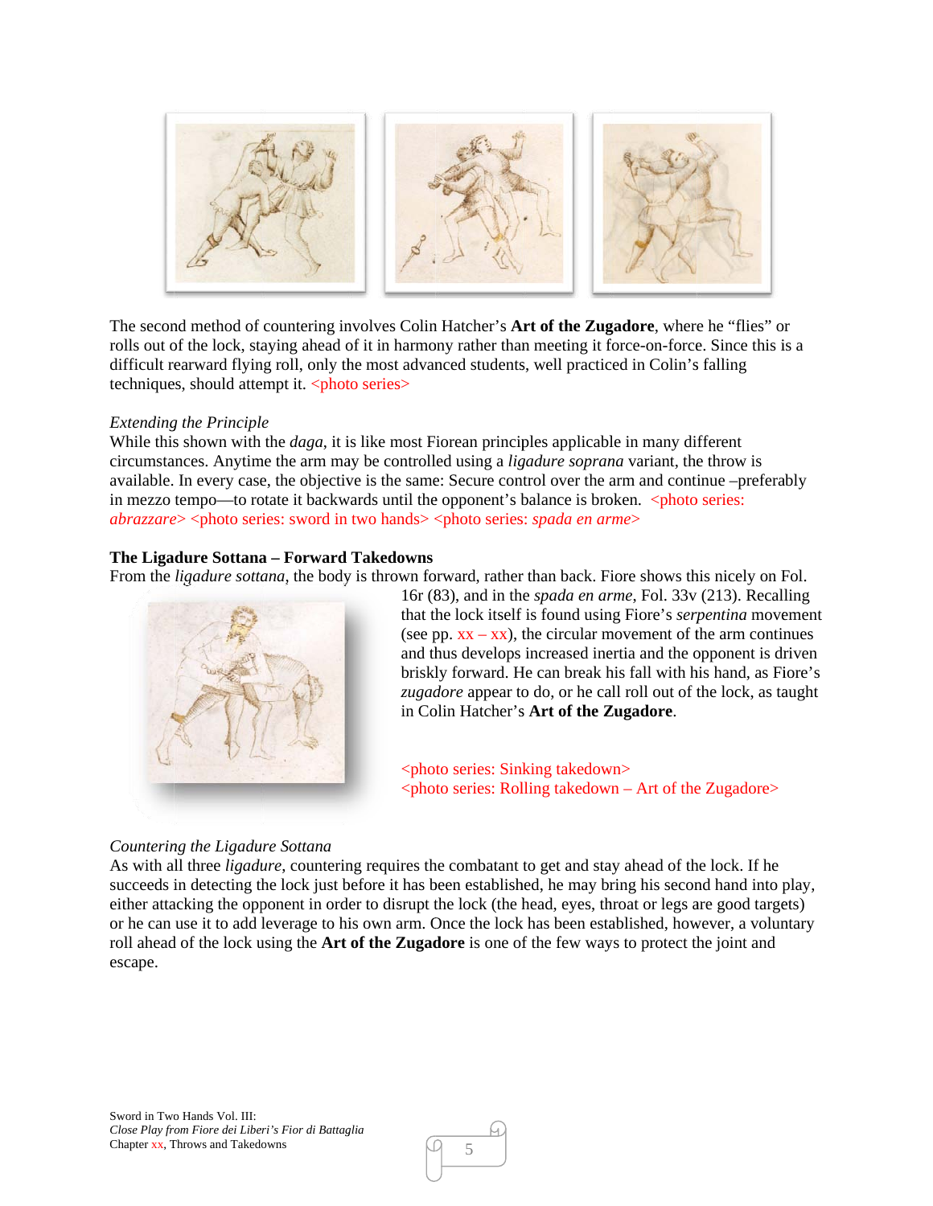The second method of countering involves Colin Hatcher's **Art of the Zugadore**, where he "flies" or rolls out of the lock, staying ahead of it in harmony rather than meeting it force-on-force. Since this is a difficult rearward flying roll, only the most advanced students, well practiced in Colin's falling techniques, should attempt it. <photo series>

*Extending the Principle*

While this shown with the *daga*, it is like most Fiorean principles applicable in many different circumstances. Anytime the arm may be controlled using a *ligadure soprana* variant, the throw is available. In every case, the objective is the same: Secure control over the arm and continue –preferably in mezzo tempo—to rotate it backwards until the opponent's balance is broken. <photo series: *abrazzare*> <photo series: sword in two hands> <photo series: *spada en arme*>

**The Ligadure Sottana – Forward Takedowns**

From the *ligadure sottana*, the body is thrown forward, rather than back. Fiore shows this nicely on Fol. 16r (83), and in the *spada en arme*, Fol. 33v (213). Recalling that the lock itself is found using Fiore's *serpentina* movement (see pp. xx – xx), the circular movement of the arm continues and thus develops increased inertia and the opponent is driven briskly forward. He can break his fall with his hand, as Fiore's *zugadore* appear to do, or he call roll out of the lock, as taught in Colin Hatcher's **Art of the Zugadore**.

<photo series: Sinking takedown>
<photo series: Rolling takedown – Art of the Zugadore>

*Countering the Ligadure Sottana*

As with all three *ligadure*, countering requires the combatant to get and stay ahead of the lock. If he succeeds in detecting the lock just before it has been established, he may bring his second hand into play, either attacking the opponent in order to disrupt the lock (the head, eyes, throat or legs are good targets) or he can use it to add leverage to his own arm. Once the lock has been established, however, a voluntary roll ahead of the lock using the **Art of the Zugadore** is one of the few ways to protect the joint and escape.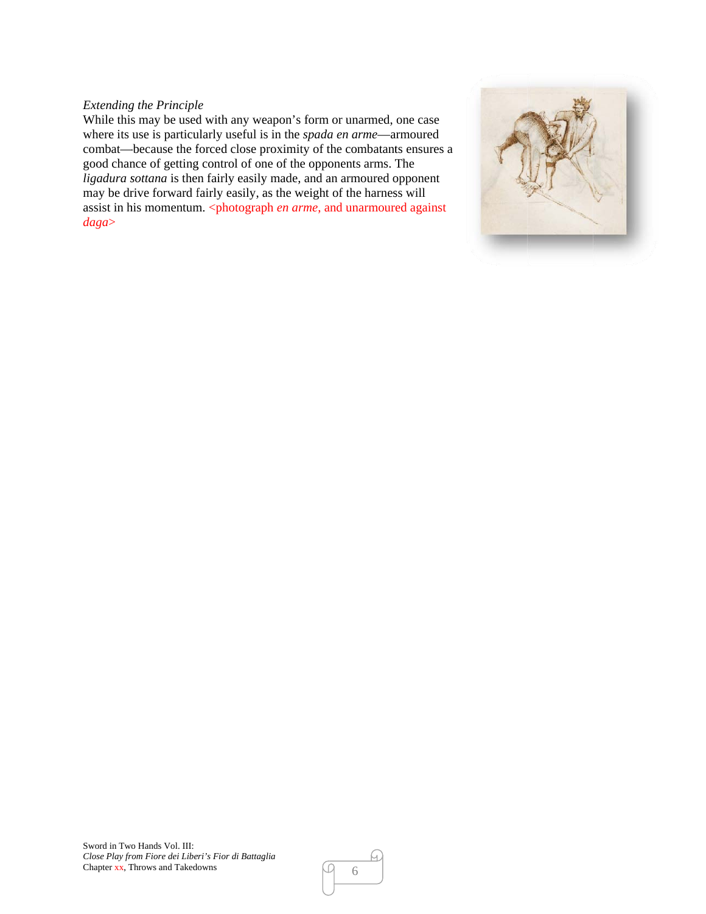*Extending the Principle*

While this may be used with any weapon's form or unarmed, one case where its use is particularly useful is in the *spada en arme*—armoured combat—because the forced close proximity of the combatants ensures a good chance of getting control of one of the opponents arms. The *ligadura sottana* is then fairly easily made, and an armoured opponent may be drive forward fairly easily, as the weight of the harness will assist in his momentum. <photograph *en arme*, and unarmoured against *daga*>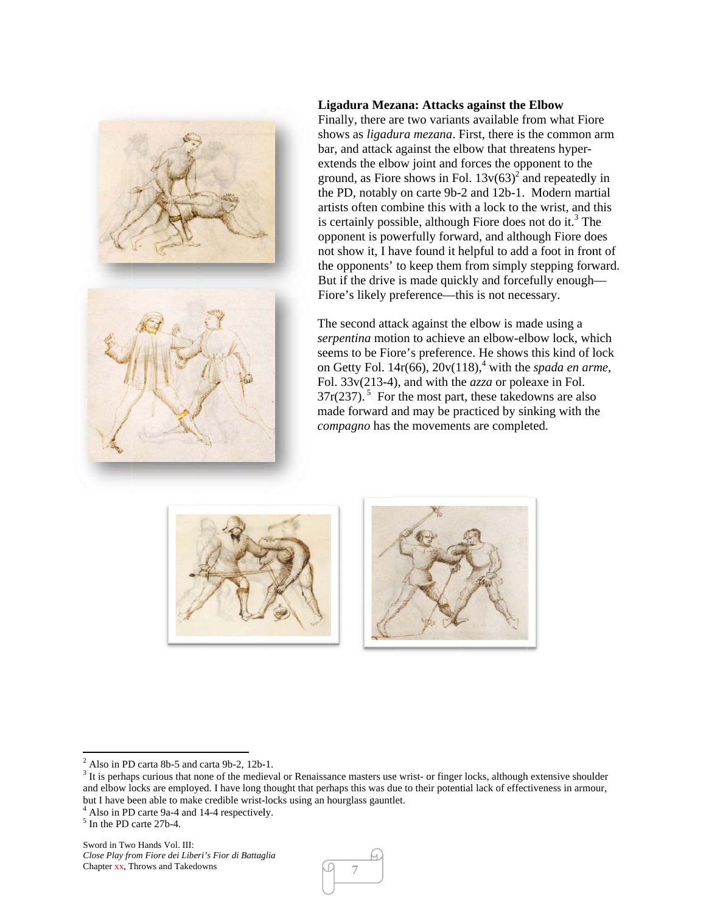**Ligadura Mezana: Attacks against the Elbow**

Finally, there are two variants available from what Fiore shows as *ligadura mezana*. First, there is the common arm bar, and attack against the elbow that threatens hyper-extends the elbow joint and forces the opponent to the ground, as Fiore shows in Fol. 13v(63)[2] and repeatedly in the PD, notably on carte 9b-2 and 12b-1. Modern martial artists often combine this with a lock to the wrist, and this is certainly possible, although Fiore does not do it.[3] The opponent is powerfully forward, and although Fiore does not show it, I have found it helpful to add a foot in front of the opponents' to keep them from simply stepping forward. But if the drive is made quickly and forcefully enough—Fiore's likely preference—this is not necessary.

The second attack against the elbow is made using a *serpentina* motion to achieve an elbow-elbow lock, which seems to be Fiore's preference. He shows this kind of lock on Getty Fol. 14r(66), 20v(118),[4] with the *spada en arme*, Fol. 33v(213-4), and with the *azza* or poleaxe in Fol. 37r(237).[5] For the most part, these takedowns are also made forward and may be practiced by sinking with the *compagno* has the movements are completed.

---

[2] Also in PD carta 8b-5 and carta 9b-2, 12b-1.

[3] It is perhaps curious that none of the medieval or Renaissance masters use wrist- or finger locks, although extensive shoulder and elbow locks are employed. I have long thought that perhaps this was due to their potential lack of effectiveness in armour, but I have been able to make credible wrist-locks using an hourglass gauntlet.

[4] Also in PD carte 9a-4 and 14-4 respectively.

[5] In the PD carte 27b-4.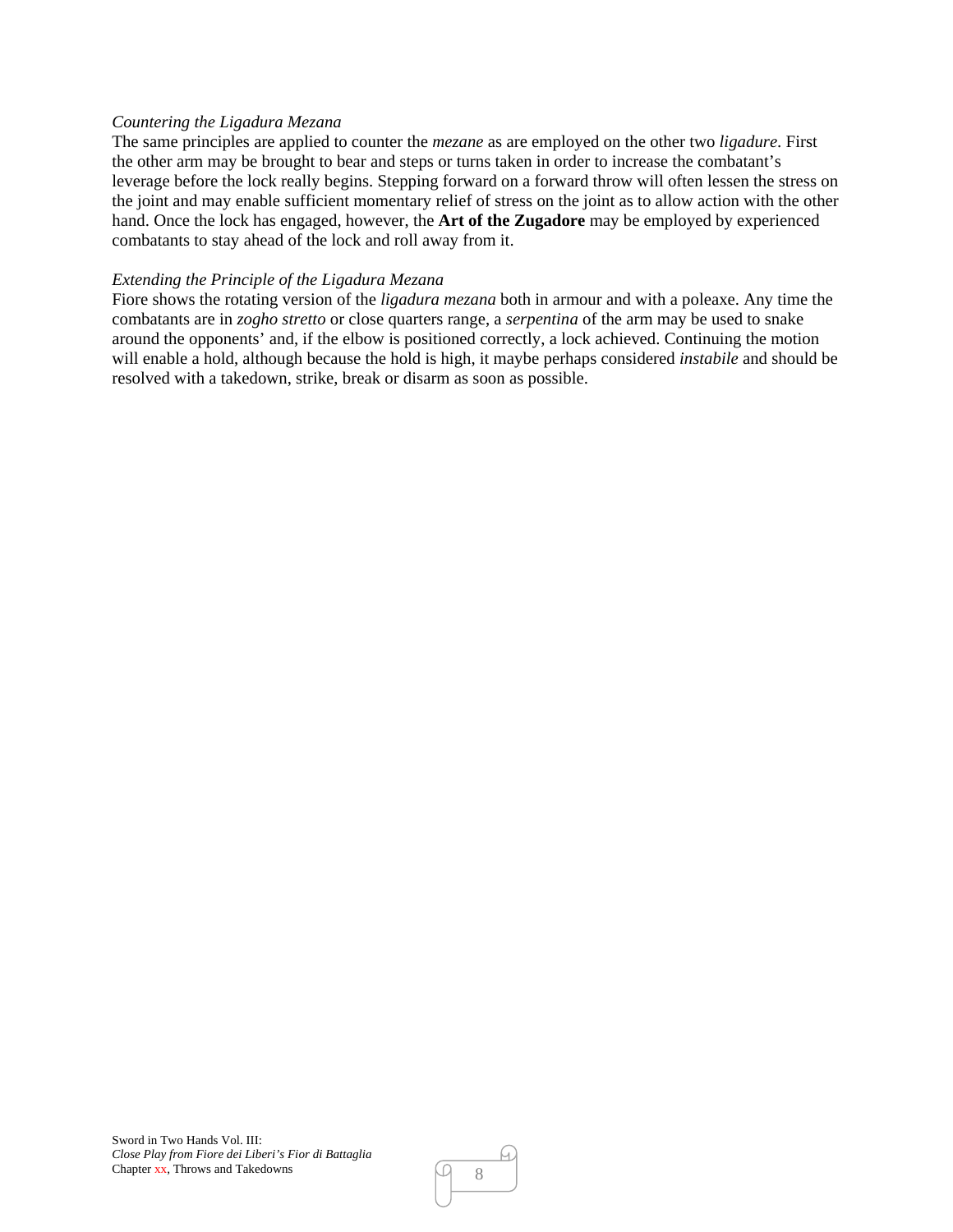*Countering the Ligadura Mezana*

The same principles are applied to counter the *mezane* as are employed on the other two *ligadure*. First the other arm may be brought to bear and steps or turns taken in order to increase the combatant's leverage before the lock really begins. Stepping forward on a forward throw will often lessen the stress on the joint and may enable sufficient momentary relief of stress on the joint as to allow action with the other hand. Once the lock has engaged, however, the **Art of the Zugadore** may be employed by experienced combatants to stay ahead of the lock and roll away from it.

*Extending the Principle of the Ligadura Mezana*

Fiore shows the rotating version of the *ligadura mezana* both in armour and with a poleaxe. Any time the combatants are in *zogho stretto* or close quarters range, a *serpentina* of the arm may be used to snake around the opponents' and, if the elbow is positioned correctly, a lock achieved. Continuing the motion will enable a hold, although because the hold is high, it maybe perhaps considered *instabile* and should be resolved with a takedown, strike, break or disarm as soon as possible.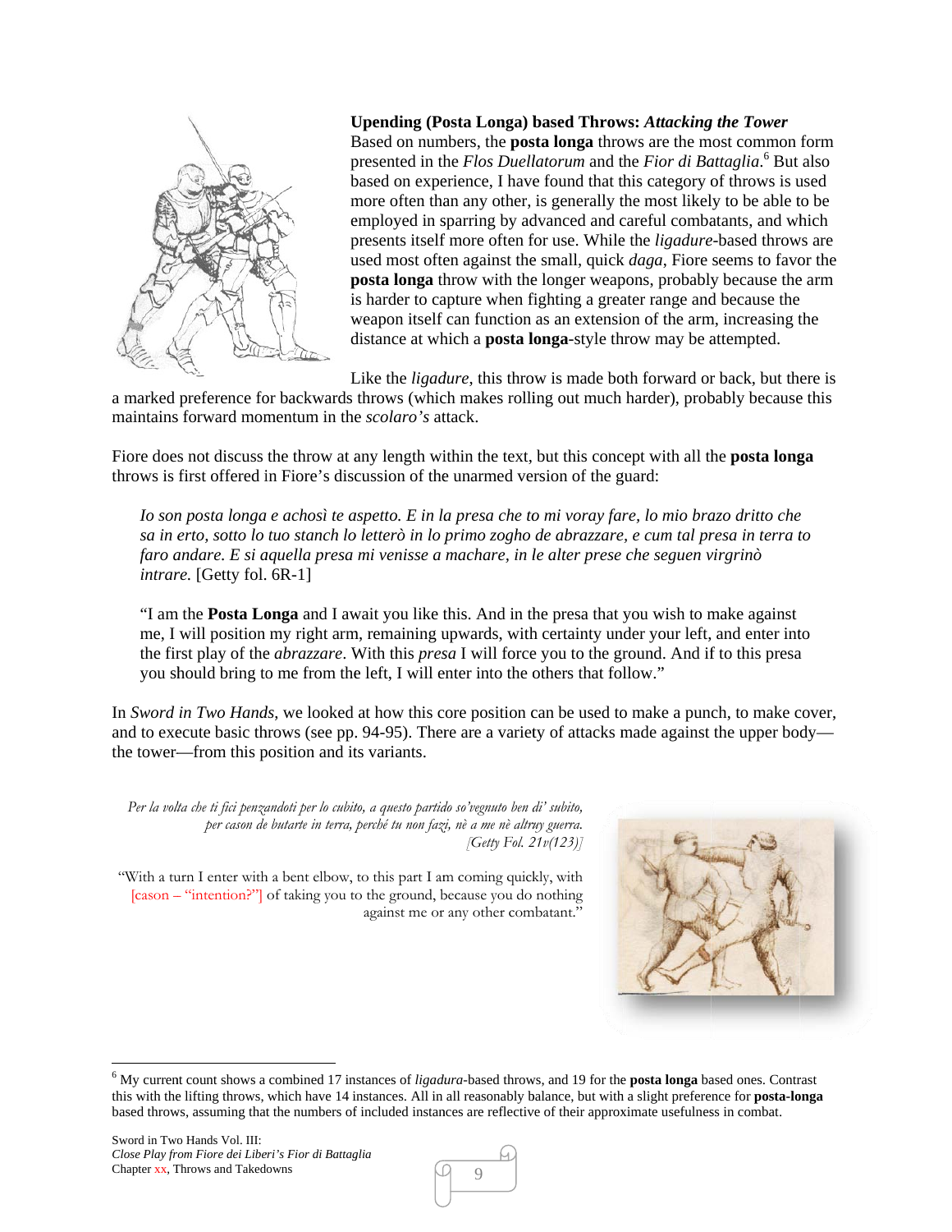**Upending (Posta Longa) based Throws: *Attacking the Tower***

Based on numbers, the **posta longa** throws are the most common form presented in the *Flos Duellatorum* and the *Fior di Battaglia*.[6] But also based on experience, I have found that this category of throws is used more often than any other, is generally the most likely to be able to be employed in sparring by advanced and careful combatants, and which presents itself more often for use. While the *ligadure*-based throws are used most often against the small, quick *daga*, Fiore seems to favor the **posta longa** throw with the longer weapons, probably because the arm is harder to capture when fighting a greater range and because the weapon itself can function as an extension of the arm, increasing the distance at which a **posta longa**-style throw may be attempted.

Like the *ligadure*, this throw is made both forward or back, but there is a marked preference for backwards throws (which makes rolling out much harder), probably because this maintains forward momentum in the *scolaro's* attack.

Fiore does not discuss the throw at any length within the text, but this concept with all the **posta longa** throws is first offered in Fiore's discussion of the unarmed version of the guard:

> *Io son posta longa e achosì te aspetto. E in la presa che to mi voray fare, lo mio brazo dritto che sa in erto, sotto lo tuo stanch lo letterò in lo primo zogho de abrazzare, e cum tal presa in terra to faro andare. E si aquella presa mi venisse a machare, in le alter prese che seguen virgrinò intrare.* [Getty fol. 6R-1]
>
> "I am the **Posta Longa** and I await you like this. And in the presa that you wish to make against me, I will position my right arm, remaining upwards, with certainty under your left, and enter into the first play of the *abrazzare*. With this *presa* I will force you to the ground. And if to this presa you should bring to me from the left, I will enter into the others that follow."

In *Sword in Two Hands*, we looked at how this core position can be used to make a punch, to make cover, and to execute basic throws (see pp. 94-95). There are a variety of attacks made against the upper body—the tower—from this position and its variants.

> *Per la volta che ti fici penzandoti per lo cubito, a questo partido so'vegnuto ben di' subito, per cason de butarte in terra, perché tu non fazi, nè a me nè altruy guerra.* [Getty Fol. 21v(123)]
>
> "With a turn I enter with a bent elbow, to this part I am coming quickly, with [cason – "intention?"] of taking you to the ground, because you do nothing against me or any other combatant."

---

[6] My current count shows a combined 17 instances of *ligadura*-based throws, and 19 for the **posta longa** based ones. Contrast this with the lifting throws, which have 14 instances. All in all reasonably balance, but with a slight preference for **posta-longa** based throws, assuming that the numbers of included instances are reflective of their approximate usefulness in combat.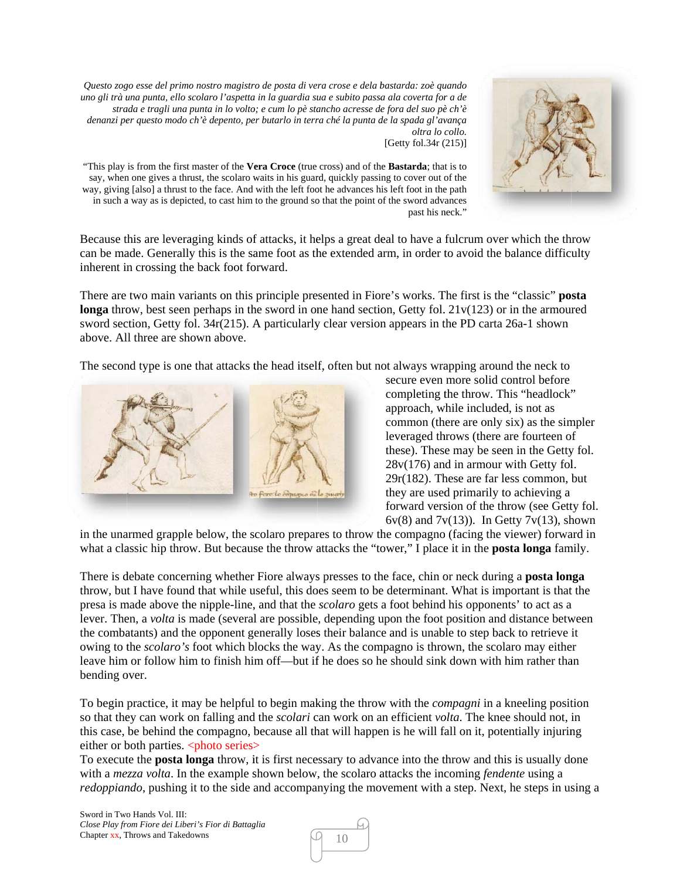*Questo zogo esse del primo nostro magistro de posta di vera crose e dela bastarda: zoè quando uno gli trà una punta, ello scolaro l'aspetta in la guardia sua e subito passa ala coverta for a de strada e tragli una punta in lo volto; e cum lo pè stancho acresse de fora del suo pè ch'è denanzi per questo modo ch'è depento, per butarlo in terra ché la punta de la spada gl'avança oltra lo collo.*
[Getty fol.34r (215)]

"This play is from the first master of the **Vera Croce** (true cross) and of the **Bastarda**; that is to say, when one gives a thrust, the scolaro waits in his guard, quickly passing to cover out of the way, giving [also] a thrust to the face. And with the left foot he advances his left foot in the path in such a way as is depicted, to cast him to the ground so that the point of the sword advances past his neck."

Because this are leveraging kinds of attacks, it helps a great deal to have a fulcrum over which the throw can be made. Generally this is the same foot as the extended arm, in order to avoid the balance difficulty inherent in crossing the back foot forward.

There are two main variants on this principle presented in Fiore's works. The first is the "classic" **posta longa** throw, best seen perhaps in the sword in one hand section, Getty fol. 21v(123) or in the armoured sword section, Getty fol. 34r(215). A particularly clear version appears in the PD carta 26a-1 shown above. All three are shown above.

The second type is one that attacks the head itself, often but not always wrapping around the neck to secure even more solid control before completing the throw. This "headlock" approach, while included, is not as common (there are only six) as the simpler leveraged throws (there are fourteen of these). These may be seen in the Getty fol. 28v(176) and in armour with Getty fol. 29r(182). These are far less common, but they are used primarily to achieving a forward version of the throw (see Getty fol. 6v(8) and 7v(13)). In Getty 7v(13), shown in the unarmed grapple below, the scolaro prepares to throw the compagno (facing the viewer) forward in what a classic hip throw. But because the throw attacks the "tower," I place it in the **posta longa** family.

There is debate concerning whether Fiore always presses to the face, chin or neck during a **posta longa** throw, but I have found that while useful, this does seem to be determinant. What is important is that the presa is made above the nipple-line, and that the *scolaro* gets a foot behind his opponents' to act as a lever. Then, a *volta* is made (several are possible, depending upon the foot position and distance between the combatants) and the opponent generally loses their balance and is unable to step back to retrieve it owing to the *scolaro's* foot which blocks the way. As the compagno is thrown, the scolaro may either leave him or follow him to finish him off—but if he does so he should sink down with him rather than bending over.

To begin practice, it may be helpful to begin making the throw with the *compagni* in a kneeling position so that they can work on falling and the *scolari* can work on an efficient *volta*. The knee should not, in this case, be behind the compagno, because all that will happen is he will fall on it, potentially injuring either or both parties. <photo series>

To execute the **posta longa** throw, it is first necessary to advance into the throw and this is usually done with a *mezza volta*. In the example shown below, the scolaro attacks the incoming *fendente* using a *redoppiando*, pushing it to the side and accompanying the movement with a step. Next, he steps in using a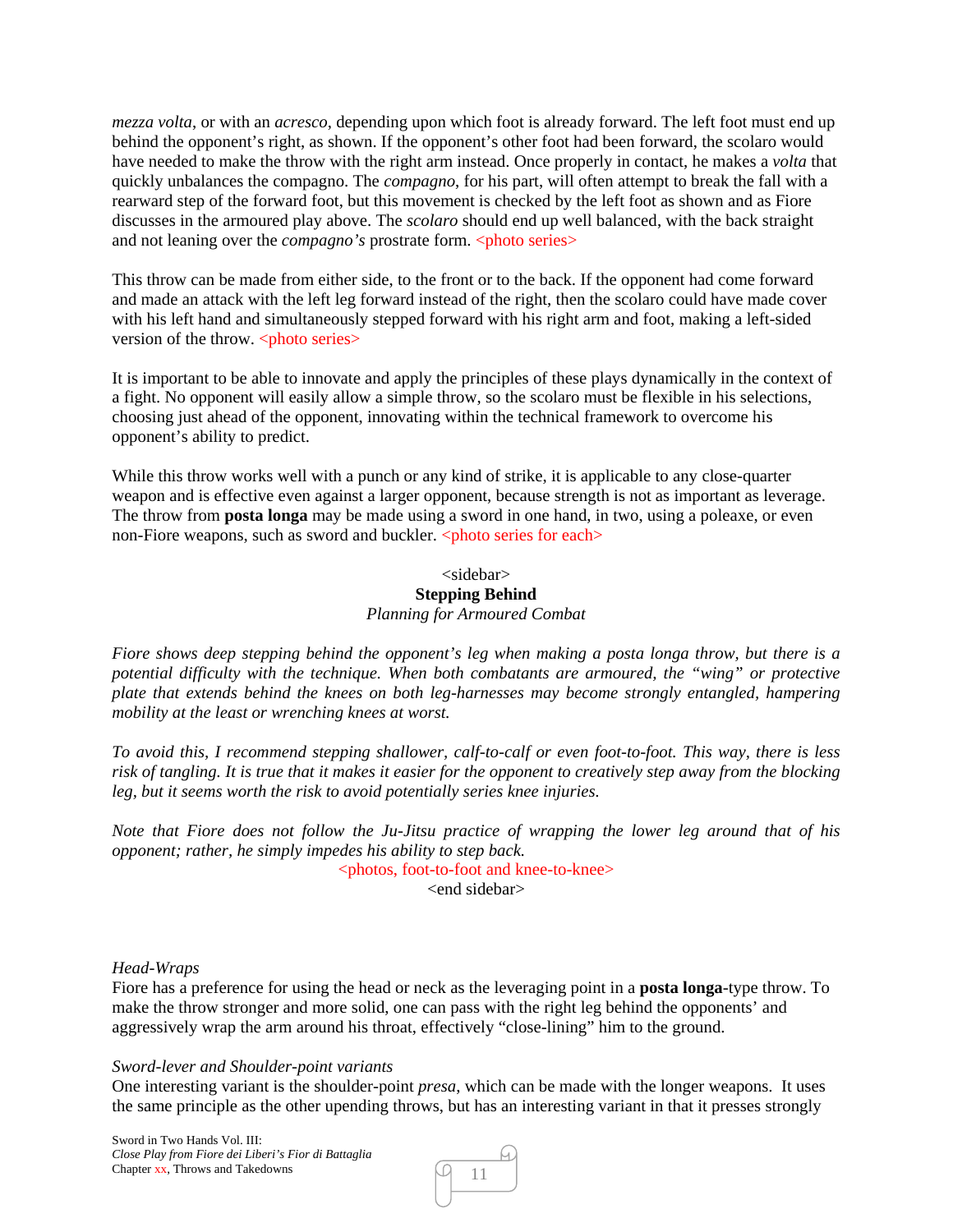*mezza volta*, or with an *acresco*, depending upon which foot is already forward. The left foot must end up behind the opponent's right, as shown. If the opponent's other foot had been forward, the scolaro would have needed to make the throw with the right arm instead. Once properly in contact, he makes a *volta* that quickly unbalances the compagno. The *compagno*, for his part, will often attempt to break the fall with a rearward step of the forward foot, but this movement is checked by the left foot as shown and as Fiore discusses in the armoured play above. The *scolaro* should end up well balanced, with the back straight and not leaning over the *compagno's* prostrate form. <photo series>

This throw can be made from either side, to the front or to the back. If the opponent had come forward and made an attack with the left leg forward instead of the right, then the scolaro could have made cover with his left hand and simultaneously stepped forward with his right arm and foot, making a left-sided version of the throw. <photo series>

It is important to be able to innovate and apply the principles of these plays dynamically in the context of a fight. No opponent will easily allow a simple throw, so the scolaro must be flexible in his selections, choosing just ahead of the opponent, innovating within the technical framework to overcome his opponent's ability to predict.

While this throw works well with a punch or any kind of strike, it is applicable to any close-quarter weapon and is effective even against a larger opponent, because strength is not as important as leverage. The throw from **posta longa** may be made using a sword in one hand, in two, using a poleaxe, or even non-Fiore weapons, such as sword and buckler. <photo series for each>

<sidebar>

**Stepping Behind**

*Planning for Armoured Combat*

*Fiore shows deep stepping behind the opponent's leg when making a posta longa throw, but there is a potential difficulty with the technique. When both combatants are armoured, the "wing" or protective plate that extends behind the knees on both leg-harnesses may become strongly entangled, hampering mobility at the least or wrenching knees at worst.*

*To avoid this, I recommend stepping shallower, calf-to-calf or even foot-to-foot. This way, there is less risk of tangling. It is true that it makes it easier for the opponent to creatively step away from the blocking leg, but it seems worth the risk to avoid potentially series knee injuries.*

*Note that Fiore does not follow the Ju-Jitsu practice of wrapping the lower leg around that of his opponent; rather, he simply impedes his ability to step back.*

<photos, foot-to-foot and knee-to-knee>

<end sidebar>

*Head-Wraps*

Fiore has a preference for using the head or neck as the leveraging point in a **posta longa**-type throw. To make the throw stronger and more solid, one can pass with the right leg behind the opponents' and aggressively wrap the arm around his throat, effectively "close-lining" him to the ground.

*Sword-lever and Shoulder-point variants*

One interesting variant is the shoulder-point *presa*, which can be made with the longer weapons. It uses the same principle as the other upending throws, but has an interesting variant in that it presses strongly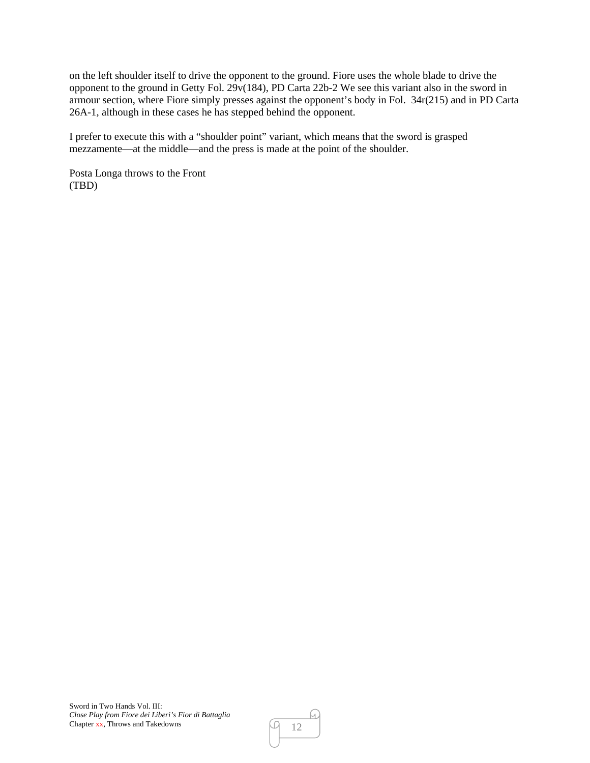on the left shoulder itself to drive the opponent to the ground. Fiore uses the whole blade to drive the opponent to the ground in Getty Fol. 29v(184), PD Carta 22b-2 We see this variant also in the sword in armour section, where Fiore simply presses against the opponent's body in Fol.  34r(215) and in PD Carta 26A-1, although in these cases he has stepped behind the opponent.

I prefer to execute this with a "shoulder point" variant, which means that the sword is grasped mezzamente—at the middle—and the press is made at the point of the shoulder.

Posta Longa throws to the Front
(TBD)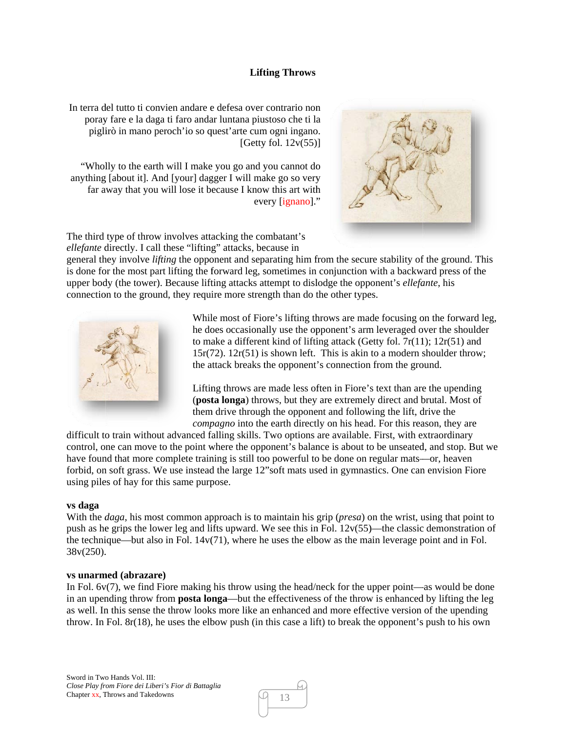## Lifting Throws

In terra del tutto ti convien andare e defesa over contrario non poray fare e la daga ti faro andar luntana piustoso che ti la piglirò in mano peroch'io so quest'arte cum ogni ingano. [Getty fol. 12v(55)]

"Wholly to the earth will I make you go and you cannot do anything [about it]. And [your] dagger I will make go so very far away that you will lose it because I know this art with every [ignano]."

The third type of throw involves attacking the combatant's *ellefante* directly. I call these "lifting" attacks, because in general they involve *lifting* the opponent and separating him from the secure stability of the ground. This is done for the most part lifting the forward leg, sometimes in conjunction with a backward press of the upper body (the tower). Because lifting attacks attempt to dislodge the opponent's *ellefante*, his connection to the ground, they require more strength than do the other types.

While most of Fiore's lifting throws are made focusing on the forward leg, he does occasionally use the opponent's arm leveraged over the shoulder to make a different kind of lifting attack (Getty fol. 7r(11); 12r(51) and 15r(72). 12r(51) is shown left. This is akin to a modern shoulder throw; the attack breaks the opponent's connection from the ground.

Lifting throws are made less often in Fiore's text than are the upending (**posta longa**) throws, but they are extremely direct and brutal. Most of them drive through the opponent and following the lift, drive the *compagno* into the earth directly on his head. For this reason, they are difficult to train without advanced falling skills. Two options are available. First, with extraordinary control, one can move to the point where the opponent's balance is about to be unseated, and stop. But we have found that more complete training is still too powerful to be done on regular mats—or, heaven forbid, on soft grass. We use instead the large 12"soft mats used in gymnastics. One can envision Fiore using piles of hay for this same purpose.

**vs daga**

With the *daga*, his most common approach is to maintain his grip (*presa*) on the wrist, using that point to push as he grips the lower leg and lifts upward. We see this in Fol. 12v(55)—the classic demonstration of the technique—but also in Fol. 14v(71), where he uses the elbow as the main leverage point and in Fol. 38v(250).

**vs unarmed (abrazare)**

In Fol. 6v(7), we find Fiore making his throw using the head/neck for the upper point—as would be done in an upending throw from **posta longa**—but the effectiveness of the throw is enhanced by lifting the leg as well. In this sense the throw looks more like an enhanced and more effective version of the upending throw. In Fol. 8r(18), he uses the elbow push (in this case a lift) to break the opponent's push to his own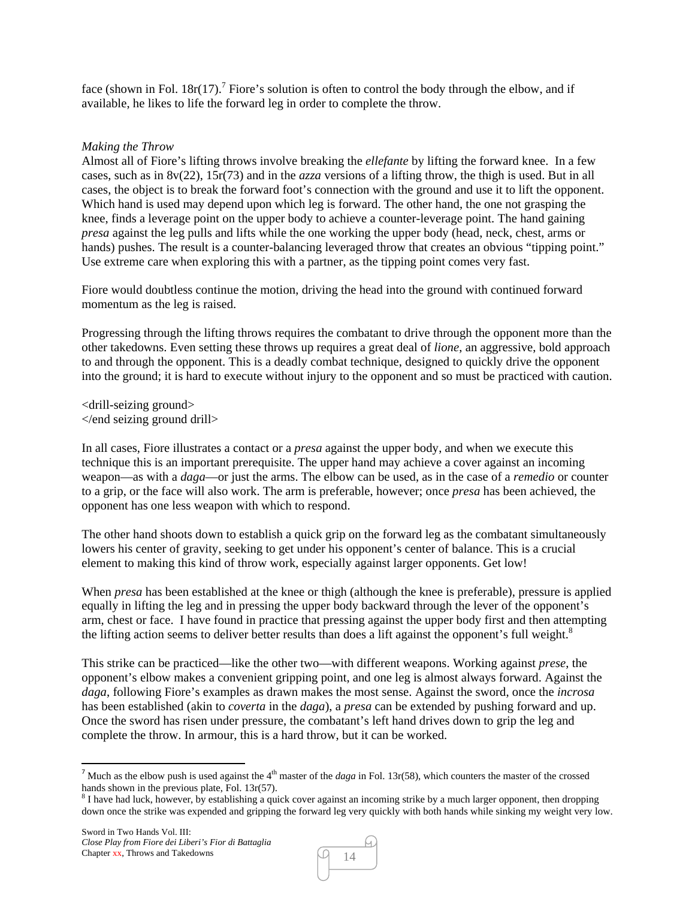face (shown in Fol. 18r(17).[7] Fiore's solution is often to control the body through the elbow, and if available, he likes to life the forward leg in order to complete the throw.

*Making the Throw*

Almost all of Fiore's lifting throws involve breaking the *ellefante* by lifting the forward knee. In a few cases, such as in 8v(22), 15r(73) and in the *azza* versions of a lifting throw, the thigh is used. But in all cases, the object is to break the forward foot's connection with the ground and use it to lift the opponent. Which hand is used may depend upon which leg is forward. The other hand, the one not grasping the knee, finds a leverage point on the upper body to achieve a counter-leverage point. The hand gaining *presa* against the leg pulls and lifts while the one working the upper body (head, neck, chest, arms or hands) pushes. The result is a counter-balancing leveraged throw that creates an obvious "tipping point." Use extreme care when exploring this with a partner, as the tipping point comes very fast.

Fiore would doubtless continue the motion, driving the head into the ground with continued forward momentum as the leg is raised.

Progressing through the lifting throws requires the combatant to drive through the opponent more than the other takedowns. Even setting these throws up requires a great deal of *lione*, an aggressive, bold approach to and through the opponent. This is a deadly combat technique, designed to quickly drive the opponent into the ground; it is hard to execute without injury to the opponent and so must be practiced with caution.

<drill-seizing ground>
</end seizing ground drill>

In all cases, Fiore illustrates a contact or a *presa* against the upper body, and when we execute this technique this is an important prerequisite. The upper hand may achieve a cover against an incoming weapon—as with a *daga*—or just the arms. The elbow can be used, as in the case of a *remedio* or counter to a grip, or the face will also work. The arm is preferable, however; once *presa* has been achieved, the opponent has one less weapon with which to respond.

The other hand shoots down to establish a quick grip on the forward leg as the combatant simultaneously lowers his center of gravity, seeking to get under his opponent's center of balance. This is a crucial element to making this kind of throw work, especially against larger opponents. Get low!

When *presa* has been established at the knee or thigh (although the knee is preferable), pressure is applied equally in lifting the leg and in pressing the upper body backward through the lever of the opponent's arm, chest or face. I have found in practice that pressing against the upper body first and then attempting the lifting action seems to deliver better results than does a lift against the opponent's full weight.[8]

This strike can be practiced—like the other two—with different weapons. Working against *prese*, the opponent's elbow makes a convenient gripping point, and one leg is almost always forward. Against the *daga*, following Fiore's examples as drawn makes the most sense. Against the sword, once the *incrosa* has been established (akin to *coverta* in the *daga*), a *presa* can be extended by pushing forward and up. Once the sword has risen under pressure, the combatant's left hand drives down to grip the leg and complete the throw. In armour, this is a hard throw, but it can be worked.

---

[7] Much as the elbow push is used against the 4th master of the *daga* in Fol. 13r(58), which counters the master of the crossed hands shown in the previous plate, Fol. 13r(57).

[8] I have had luck, however, by establishing a quick cover against an incoming strike by a much larger opponent, then dropping down once the strike was expended and gripping the forward leg very quickly with both hands while sinking my weight very low.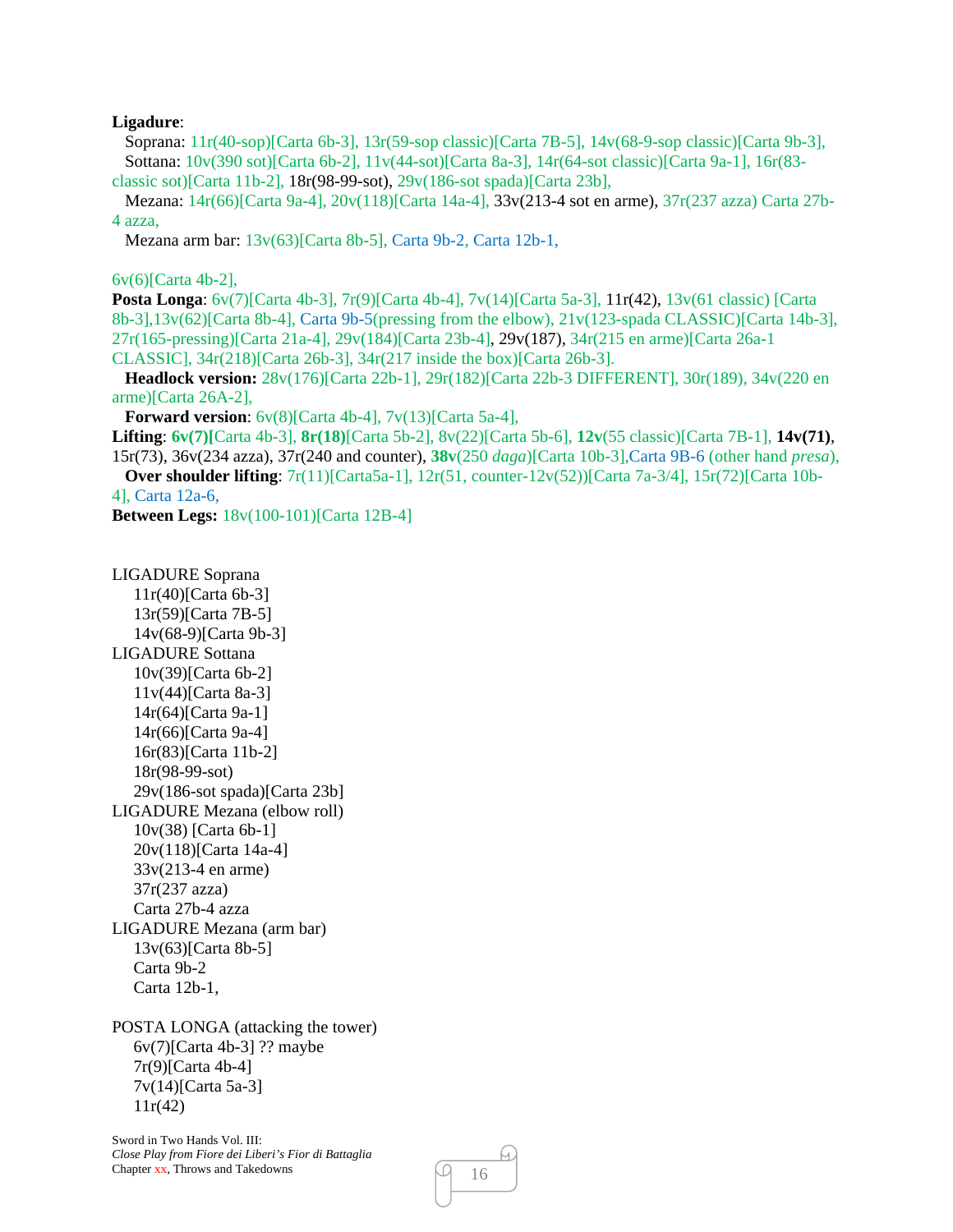**Ligadure**:

Soprana: 11r(40-sop)[Carta 6b-3], 13r(59-sop classic)[Carta 7B-5], 14v(68-9-sop classic)[Carta 9b-3],

Sottana: 10v(390 sot)[Carta 6b-2], 11v(44-sot)[Carta 8a-3], 14r(64-sot classic)[Carta 9a-1], 16r(83-classic sot)[Carta 11b-2], 18r(98-99-sot), 29v(186-sot spada)[Carta 23b],

Mezana: 14r(66)[Carta 9a-4], 20v(118)[Carta 14a-4], 33v(213-4 sot en arme), 37r(237 azza) Carta 27b-4 azza,

Mezana arm bar: 13v(63)[Carta 8b-5], Carta 9b-2, Carta 12b-1,

6v(6)[Carta 4b-2],

**Posta Longa**: 6v(7)[Carta 4b-3], 7r(9)[Carta 4b-4], 7v(14)[Carta 5a-3], 11r(42), 13v(61 classic) [Carta 8b-3],13v(62)[Carta 8b-4], Carta 9b-5(pressing from the elbow), 21v(123-spada CLASSIC)[Carta 14b-3], 27r(165-pressing)[Carta 21a-4], 29v(184)[Carta 23b-4], 29v(187), 34r(215 en arme)[Carta 26a-1 CLASSIC], 34r(218)[Carta 26b-3], 34r(217 inside the box)[Carta 26b-3].

**Headlock version:** 28v(176)[Carta 22b-1], 29r(182)[Carta 22b-3 DIFFERENT], 30r(189), 34v(220 en arme)[Carta 26A-2],

**Forward version**: 6v(8)[Carta 4b-4], 7v(13)[Carta 5a-4],

**Lifting**: **6v(7)[**Carta 4b-3], **8r(18)**[Carta 5b-2], 8v(22)[Carta 5b-6], **12v**(55 classic)[Carta 7B-1], **14v(71)**, 15r(73), 36v(234 azza), 37r(240 and counter), **38v**(250 *daga*)[Carta 10b-3],Carta 9B-6 (other hand *presa*),

**Over shoulder lifting**: 7r(11)[Carta5a-1], 12r(51, counter-12v(52))[Carta 7a-3/4], 15r(72)[Carta 10b-4], Carta 12a-6,

**Between Legs:** 18v(100-101)[Carta 12B-4]

LIGADURE Soprana
- 11r(40)[Carta 6b-3]
- 13r(59)[Carta 7B-5]
- 14v(68-9)[Carta 9b-3]

LIGADURE Sottana
- 10v(39)[Carta 6b-2]
- 11v(44)[Carta 8a-3]
- 14r(64)[Carta 9a-1]
- 14r(66)[Carta 9a-4]
- 16r(83)[Carta 11b-2]
- 18r(98-99-sot)
- 29v(186-sot spada)[Carta 23b]

LIGADURE Mezana (elbow roll)
- 10v(38) [Carta 6b-1]
- 20v(118)[Carta 14a-4]
- 33v(213-4 en arme)
- 37r(237 azza)
- Carta 27b-4 azza

LIGADURE Mezana (arm bar)
- 13v(63)[Carta 8b-5]
- Carta 9b-2
- Carta 12b-1,

POSTA LONGA (attacking the tower)
- 6v(7)[Carta 4b-3] ?? maybe
- 7r(9)[Carta 4b-4]
- 7v(14)[Carta 5a-3]
- 11r(42)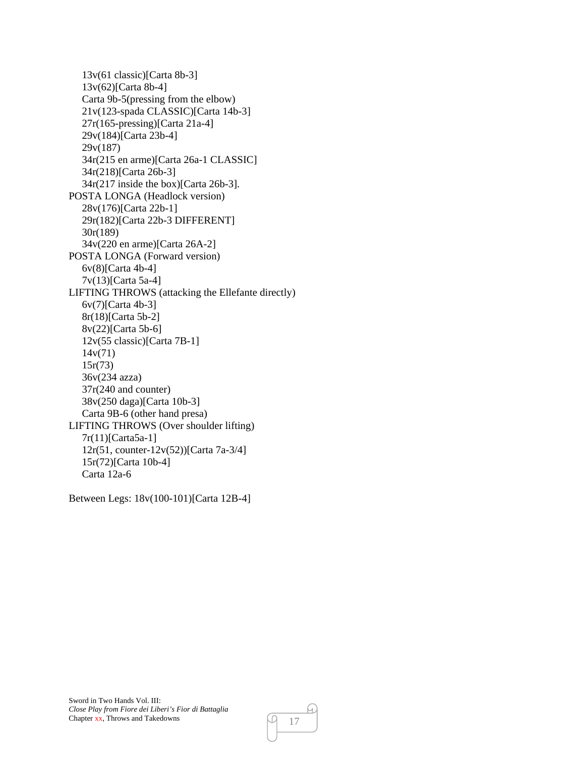13v(61 classic)[Carta 8b-3]
13v(62)[Carta 8b-4]
Carta 9b-5(pressing from the elbow)
21v(123-spada CLASSIC)[Carta 14b-3]
27r(165-pressing)[Carta 21a-4]
29v(184)[Carta 23b-4]
29v(187)
34r(215 en arme)[Carta 26a-1 CLASSIC]
34r(218)[Carta 26b-3]
34r(217 inside the box)[Carta 26b-3].

POSTA LONGA (Headlock version)
28v(176)[Carta 22b-1]
29r(182)[Carta 22b-3 DIFFERENT]
30r(189)
34v(220 en arme)[Carta 26A-2]

POSTA LONGA (Forward version)
6v(8)[Carta 4b-4]
7v(13)[Carta 5a-4]

LIFTING THROWS (attacking the Ellefante directly)
6v(7)[Carta 4b-3]
8r(18)[Carta 5b-2]
8v(22)[Carta 5b-6]
12v(55 classic)[Carta 7B-1]
14v(71)
15r(73)
36v(234 azza)
37r(240 and counter)
38v(250 daga)[Carta 10b-3]
Carta 9B-6 (other hand presa)

LIFTING THROWS (Over shoulder lifting)
7r(11)[Carta5a-1]
12r(51, counter-12v(52))[Carta 7a-3/4]
15r(72)[Carta 10b-4]
Carta 12a-6

Between Legs: 18v(100-101)[Carta 12B-4]